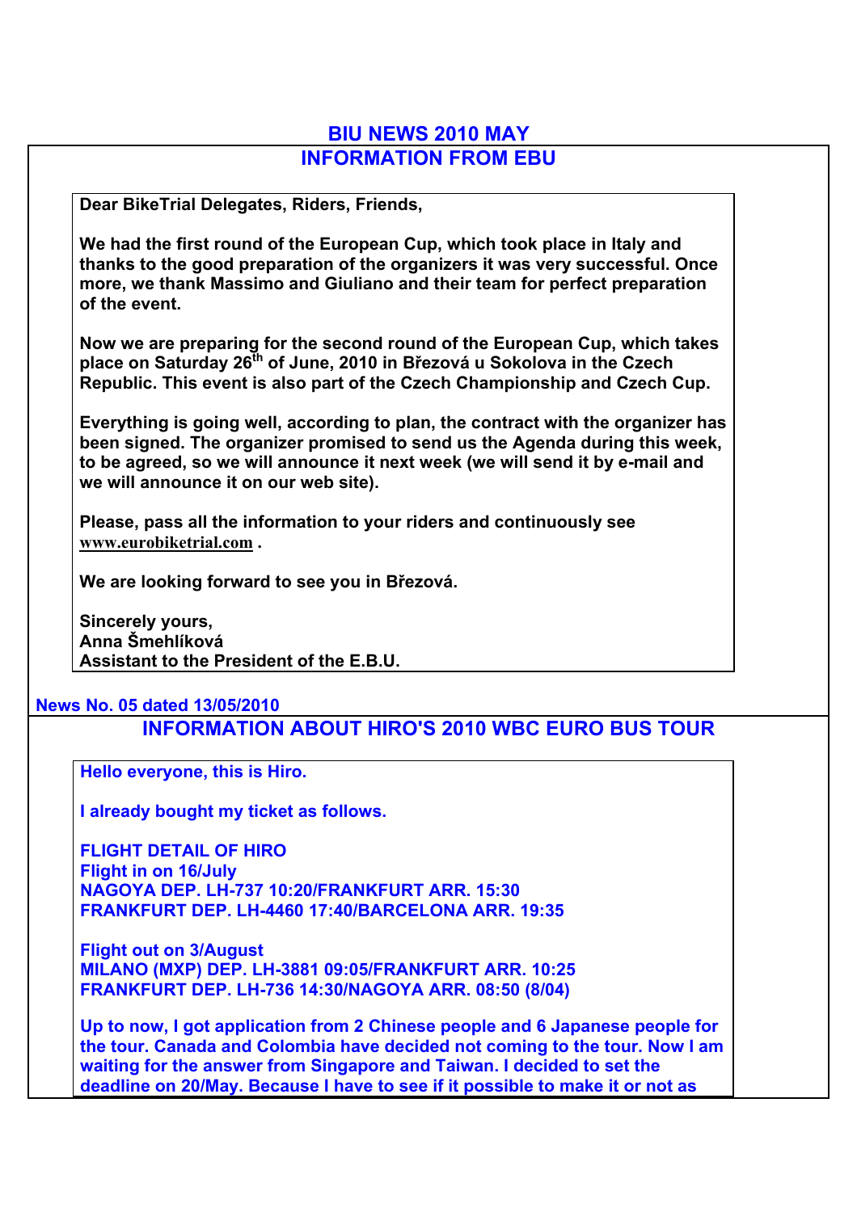# BIU NEWS 2010 MAY

## INFORMATION FROM EBU

**Dear BikeTrial Delegates, Riders, Friends,**

**We had the first round of the European Cup, which took place in Italy and thanks to the good preparation of the organizers it was very successful. Once more, we thank Massimo and Giuliano and their team for perfect preparation of the event.**

**Now we are preparing for the second round of the European Cup, which takes place on Saturday 26th of June, 2010 in Březová u Sokolova in the Czech Republic. This event is also part of the Czech Championship and Czech Cup.**

**Everything is going well, according to plan, the contract with the organizer has been signed. The organizer promised to send us the Agenda during this week, to be agreed, so we will announce it next week (we will send it by e-mail and we will announce it on our web site).**

**Please, pass all the information to your riders and continuously see www.eurobiketrial.com .**

**We are looking forward to see you in Březová.**

**Sincerely yours,**
**Anna Šmehlíková**
**Assistant to the President of the E.B.U.**

**News No. 05 dated 13/05/2010**

## INFORMATION ABOUT HIRO'S 2010 WBC EURO BUS TOUR

**Hello everyone, this is Hiro.**

**I already bought my ticket as follows.**

**FLIGHT DETAIL OF HIRO**
**Flight in on 16/July**
**NAGOYA DEP. LH-737 10:20/FRANKFURT ARR. 15:30**
**FRANKFURT DEP. LH-4460 17:40/BARCELONA ARR. 19:35**

**Flight out on 3/August**
**MILANO (MXP) DEP. LH-3881 09:05/FRANKFURT ARR. 10:25**
**FRANKFURT DEP. LH-736 14:30/NAGOYA ARR. 08:50 (8/04)**

**Up to now, I got application from 2 Chinese people and 6 Japanese people for the tour. Canada and Colombia have decided not coming to the tour. Now I am waiting for the answer from Singapore and Taiwan. I decided to set the deadline on 20/May. Because I have to see if it possible to make it or not as**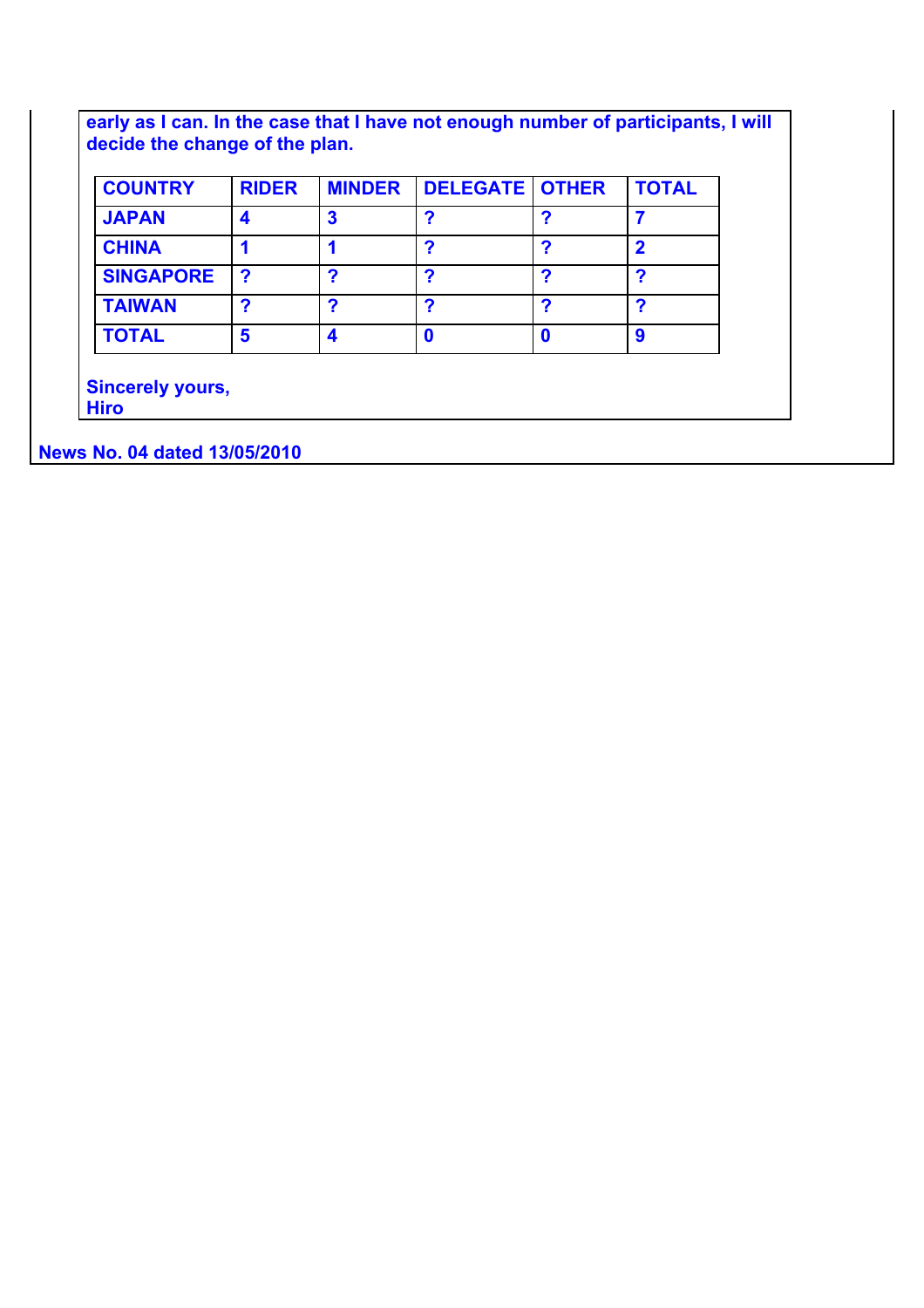**early as I can. In the case that I have not enough number of participants, I will decide the change of the plan.**

| COUNTRY | RIDER | MINDER | DELEGATE | OTHER | TOTAL |
|---|---|---|---|---|---|
| JAPAN | 4 | 3 | ? | ? | 7 |
| CHINA | 1 | 1 | ? | ? | 2 |
| SINGAPORE | ? | ? | ? | ? | ? |
| TAIWAN | ? | ? | ? | ? | ? |
| TOTAL | 5 | 4 | 0 | 0 | 9 |

**Sincerely yours,**
**Hiro**

**News No. 04 dated 13/05/2010**